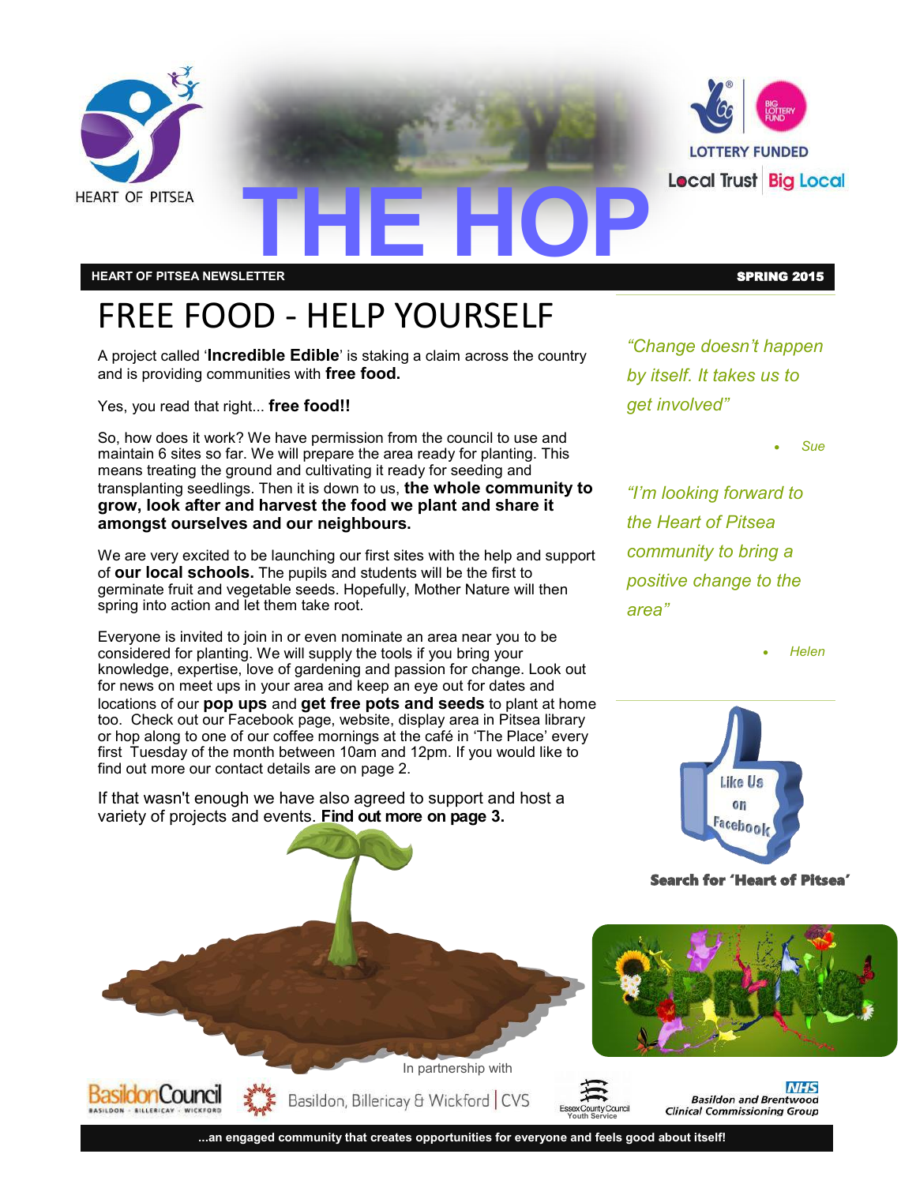HEART OF PITSEA

# THE HOP

LOTTERY FUNDED

Local Trust | Big Local

**HEART OF PITSEA NEWSLETTER** **SPRING 2015**

# FREE FOOD - HELP YOURSELF

A project called '**Incredible Edible**' is staking a claim across the country and is providing communities with **free food.**

Yes, you read that right... **free food!!**

So, how does it work? We have permission from the council to use and maintain 6 sites so far. We will prepare the area ready for planting. This means treating the ground and cultivating it ready for seeding and transplanting seedlings. Then it is down to us, **the whole community to grow, look after and harvest the food we plant and share it amongst ourselves and our neighbours.**

We are very excited to be launching our first sites with the help and support of **our local schools.** The pupils and students will be the first to germinate fruit and vegetable seeds. Hopefully, Mother Nature will then spring into action and let them take root.

Everyone is invited to join in or even nominate an area near you to be considered for planting. We will supply the tools if you bring your knowledge, expertise, love of gardening and passion for change. Look out for news on meet ups in your area and keep an eye out for dates and locations of our **pop ups** and **get free pots and seeds** to plant at home too. Check out our Facebook page, website, display area in Pitsea library or hop along to one of our coffee mornings at the café in 'The Place' every first Tuesday of the month between 10am and 12pm. If you would like to find out more our contact details are on page 2.

If that wasn't enough we have also agreed to support and host a variety of projects and events. **Find out more on page 3.**

*"Change doesn't happen by itself. It takes us to get involved"*

- *Sue*

*"I'm looking forward to the Heart of Pitsea community to bring a positive change to the area"*

- *Helen*

Like Us on Facebook

**Search for 'Heart of Pitsea'**

In partnership with

Basildon Council · Basildon, Billericay & Wickford CVS · Essex County Council Youth Service · NHS Basildon and Brentwood Clinical Commissioning Group

**...an engaged community that creates opportunities for everyone and feels good about itself!**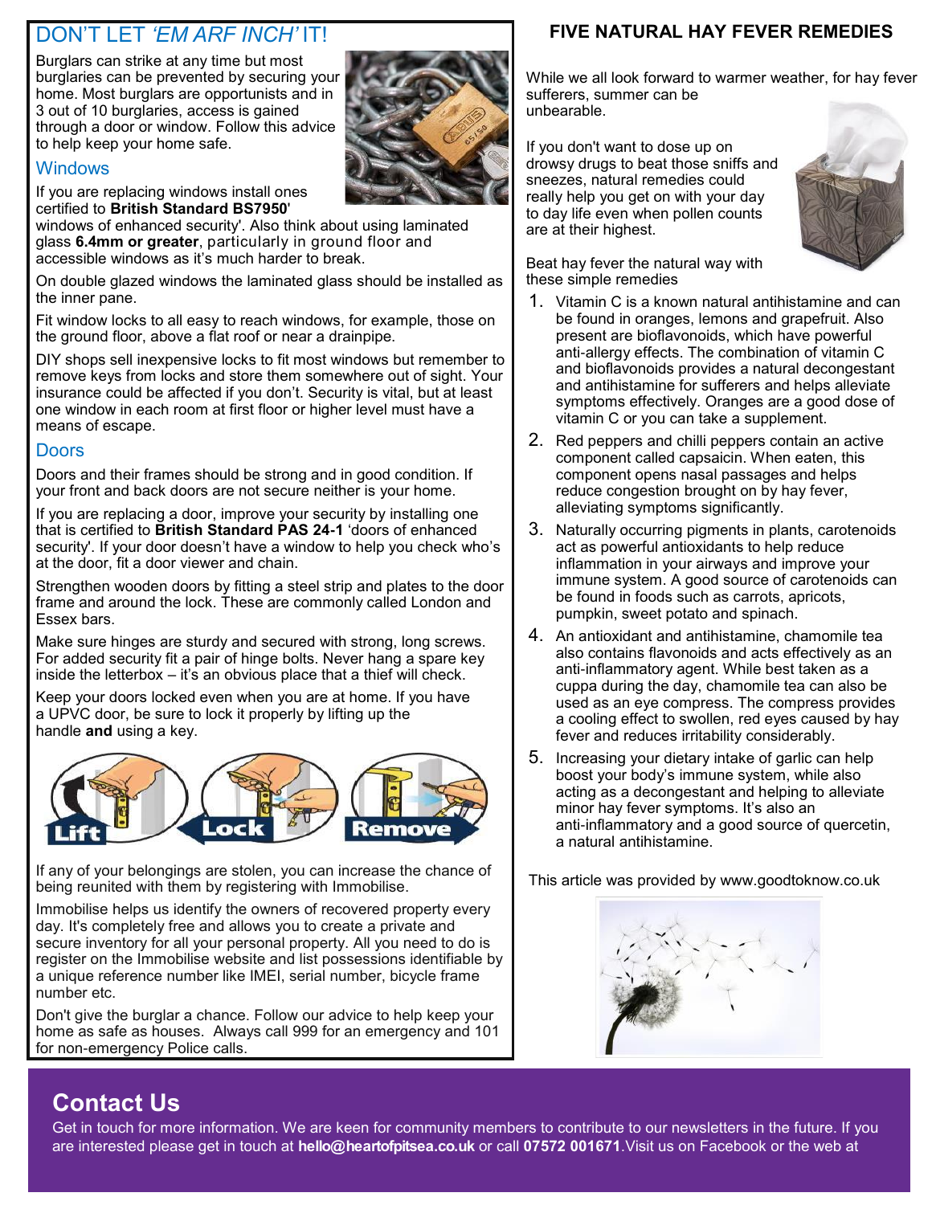## DON'T LET *'EM ARF INCH'* IT!

Burglars can strike at any time but most burglaries can be prevented by securing your home. Most burglars are opportunists and in 3 out of 10 burglaries, access is gained through a door or window. Follow this advice to help keep your home safe.

### Windows

If you are replacing windows install ones certified to **British Standard BS7950**' windows of enhanced security'. Also think about using laminated glass **6.4mm or greater**, particularly in ground floor and accessible windows as it's much harder to break.

On double glazed windows the laminated glass should be installed as the inner pane.

Fit window locks to all easy to reach windows, for example, those on the ground floor, above a flat roof or near a drainpipe.

DIY shops sell inexpensive locks to fit most windows but remember to remove keys from locks and store them somewhere out of sight. Your insurance could be affected if you don't. Security is vital, but at least one window in each room at first floor or higher level must have a means of escape.

### Doors

Doors and their frames should be strong and in good condition. If your front and back doors are not secure neither is your home.

If you are replacing a door, improve your security by installing one that is certified to **British Standard PAS 24-1** 'doors of enhanced security'. If your door doesn't have a window to help you check who's at the door, fit a door viewer and chain.

Strengthen wooden doors by fitting a steel strip and plates to the door frame and around the lock. These are commonly called London and Essex bars.

Make sure hinges are sturdy and secured with strong, long screws. For added security fit a pair of hinge bolts. Never hang a spare key inside the letterbox – it's an obvious place that a thief will check.

Keep your doors locked even when you are at home. If you have a UPVC door, be sure to lock it properly by lifting up the handle **and** using a key.

Lift Lock Remove

If any of your belongings are stolen, you can increase the chance of being reunited with them by registering with Immobilise.

Immobilise helps us identify the owners of recovered property every day. It's completely free and allows you to create a private and secure inventory for all your personal property. All you need to do is register on the Immobilise website and list possessions identifiable by a unique reference number like IMEI, serial number, bicycle frame number etc.

Don't give the burglar a chance. Follow our advice to help keep your home as safe as houses. Always call 999 for an emergency and 101 for non-emergency Police calls.

## FIVE NATURAL HAY FEVER REMEDIES

While we all look forward to warmer weather, for hay fever sufferers, summer can be unbearable.

If you don't want to dose up on drowsy drugs to beat those sniffs and sneezes, natural remedies could really help you get on with your day to day life even when pollen counts are at their highest.

Beat hay fever the natural way with these simple remedies

1. Vitamin C is a known natural antihistamine and can be found in oranges, lemons and grapefruit. Also present are bioflavonoids, which have powerful anti-allergy effects. The combination of vitamin C and bioflavonoids provides a natural decongestant and antihistamine for sufferers and helps alleviate symptoms effectively. Oranges are a good dose of vitamin C or you can take a supplement.
2. Red peppers and chilli peppers contain an active component called capsaicin. When eaten, this component opens nasal passages and helps reduce congestion brought on by hay fever, alleviating symptoms significantly.
3. Naturally occurring pigments in plants, carotenoids act as powerful antioxidants to help reduce inflammation in your airways and improve your immune system. A good source of carotenoids can be found in foods such as carrots, apricots, pumpkin, sweet potato and spinach.
4. An antioxidant and antihistamine, chamomile tea also contains flavonoids and acts effectively as an anti-inflammatory agent. While best taken as a cuppa during the day, chamomile tea can also be used as an eye compress. The compress provides a cooling effect to swollen, red eyes caused by hay fever and reduces irritability considerably.
5. Increasing your dietary intake of garlic can help boost your body's immune system, while also acting as a decongestant and helping to alleviate minor hay fever symptoms. It's also an anti-inflammatory and a good source of quercetin, a natural antihistamine.

This article was provided by www.goodtoknow.co.uk

## Contact Us

Get in touch for more information. We are keen for community members to contribute to our newsletters in the future. If you are interested please get in touch at **hello@heartofpitsea.co.uk** or call **07572 001671**.Visit us on Facebook or the web at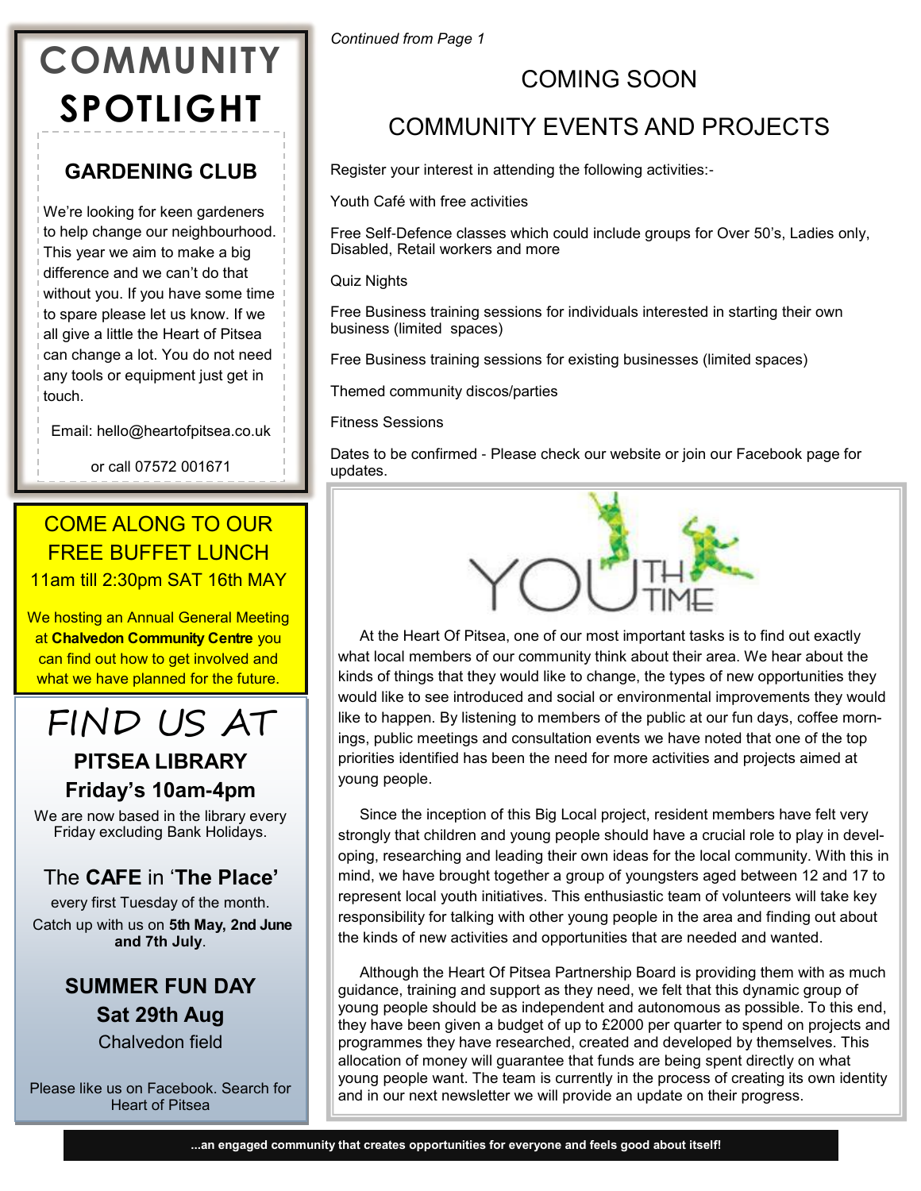# COMMUNITY SPOTLIGHT

## GARDENING CLUB

We're looking for keen gardeners to help change our neighbourhood. This year we aim to make a big difference and we can't do that without you. If you have some time to spare please let us know. If we all give a little the Heart of Pitsea can change a lot. You do not need any tools or equipment just get in touch.

Email: hello@heartofpitsea.co.uk

or call 07572 001671

COME ALONG TO OUR FREE BUFFET LUNCH

11am till 2:30pm SAT 16th MAY

We hosting an Annual General Meeting at **Chalvedon Community Centre** you can find out how to get involved and what we have planned for the future.

## FIND US AT

**PITSEA LIBRARY**

**Friday's 10am-4pm**

We are now based in the library every Friday excluding Bank Holidays.

The **CAFE** in '**The Place'**

every first Tuesday of the month.

Catch up with us on **5th May, 2nd June and 7th July**.

**SUMMER FUN DAY**

**Sat 29th Aug**

Chalvedon field

Please like us on Facebook. Search for Heart of Pitsea

*Continued from Page 1*

## COMING SOON

## COMMUNITY EVENTS AND PROJECTS

Register your interest in attending the following activities:-

Youth Café with free activities

Free Self-Defence classes which could include groups for Over 50's, Ladies only, Disabled, Retail workers and more

Quiz Nights

Free Business training sessions for individuals interested in starting their own business (limited spaces)

Free Business training sessions for existing businesses (limited spaces)

Themed community discos/parties

Fitness Sessions

Dates to be confirmed - Please check our website or join our Facebook page for updates.

## YOUTH TIME

At the Heart Of Pitsea, one of our most important tasks is to find out exactly what local members of our community think about their area. We hear about the kinds of things that they would like to change, the types of new opportunities they would like to see introduced and social or environmental improvements they would like to happen. By listening to members of the public at our fun days, coffee mornings, public meetings and consultation events we have noted that one of the top priorities identified has been the need for more activities and projects aimed at young people.

Since the inception of this Big Local project, resident members have felt very strongly that children and young people should have a crucial role to play in developing, researching and leading their own ideas for the local community. With this in mind, we have brought together a group of youngsters aged between 12 and 17 to represent local youth initiatives. This enthusiastic team of volunteers will take key responsibility for talking with other young people in the area and finding out about the kinds of new activities and opportunities that are needed and wanted.

Although the Heart Of Pitsea Partnership Board is providing them with as much guidance, training and support as they need, we felt that this dynamic group of young people should be as independent and autonomous as possible. To this end, they have been given a budget of up to £2000 per quarter to spend on projects and programmes they have researched, created and developed by themselves. This allocation of money will guarantee that funds are being spent directly on what young people want. The team is currently in the process of creating its own identity and in our next newsletter we will provide an update on their progress.

**...an engaged community that creates opportunities for everyone and feels good about itself!**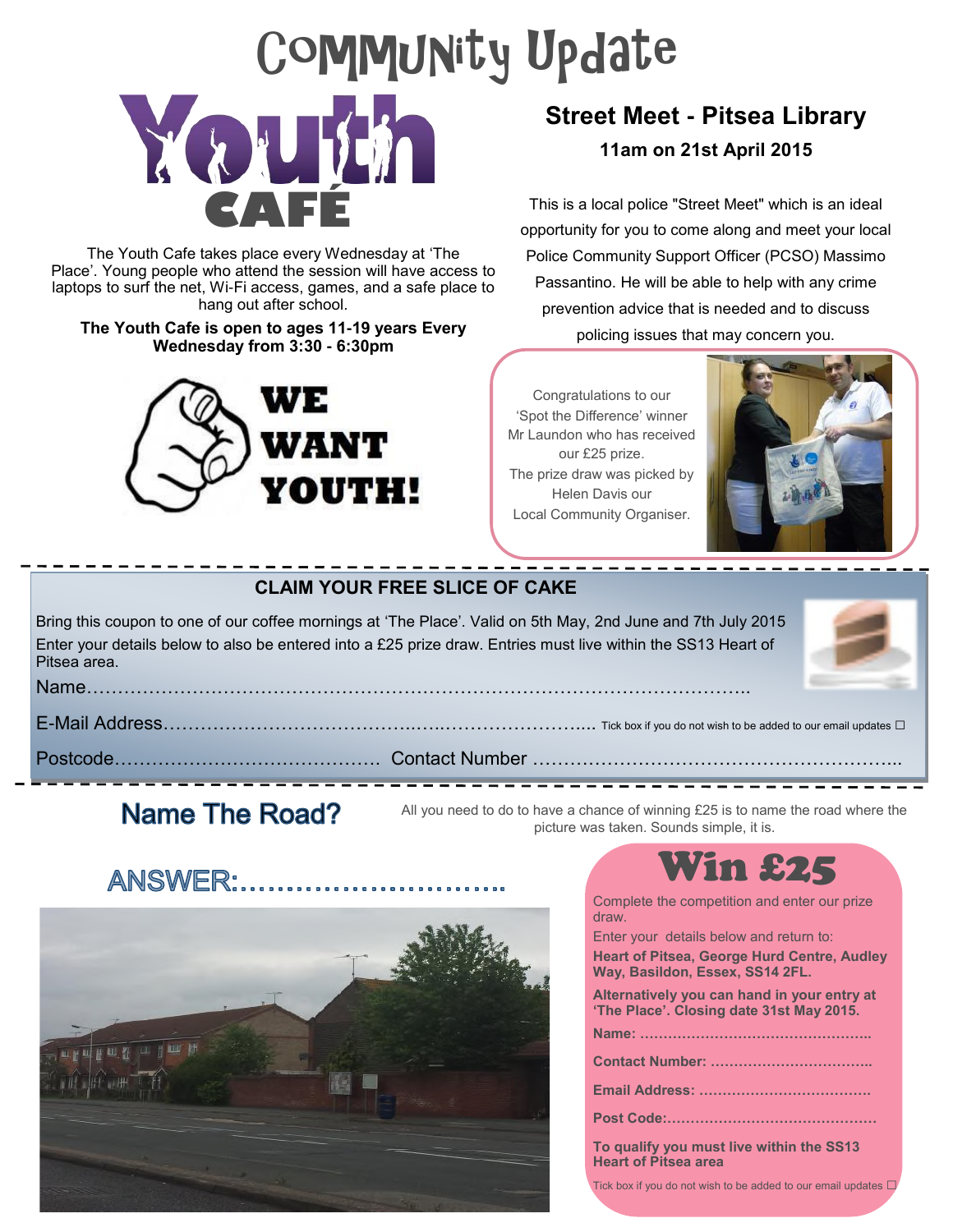# Community Update

## Youth CAFÉ

The Youth Cafe takes place every Wednesday at 'The Place'. Young people who attend the session will have access to laptops to surf the net, Wi-Fi access, games, and a safe place to hang out after school.

**The Youth Cafe is open to ages 11-19 years Every Wednesday from 3:30 - 6:30pm**

WE WANT YOUTH!

## Street Meet - Pitsea Library

**11am on 21st April 2015**

This is a local police "Street Meet" which is an ideal opportunity for you to come along and meet your local Police Community Support Officer (PCSO) Massimo Passantino. He will be able to help with any crime prevention advice that is needed and to discuss policing issues that may concern you.

Congratulations to our 'Spot the Difference' winner Mr Laundon who has received our £25 prize. The prize draw was picked by Helen Davis our Local Community Organiser.

---

### CLAIM YOUR FREE SLICE OF CAKE

Bring this coupon to one of our coffee mornings at 'The Place'. Valid on 5th May, 2nd June and 7th July 2015

Enter your details below to also be entered into a £25 prize draw. Entries must live within the SS13 Heart of Pitsea area.

Name……………………………………………………………………………………………..

E-Mail Address…………………………………..…..…………………….... Tick box if you do not wish to be added to our email updates ☐

Postcode…………………………………… Contact Number …………………………………………………...

---

## Name The Road?

All you need to do to have a chance of winning £25 is to name the road where the picture was taken. Sounds simple, it is.

ANSWER:…………………………..

## Win £25

Complete the competition and enter our prize draw.

Enter your details below and return to:

**Heart of Pitsea, George Hurd Centre, Audley Way, Basildon, Essex, SS14 2FL.**

**Alternatively you can hand in your entry at 'The Place'. Closing date 31st May 2015.**

**Name: …………………………………………..**

**Contact Number: ……………………………..**

**Email Address: ……………………………….**

**Post Code:……………………………………..**

**To qualify you must live within the SS13 Heart of Pitsea area**

Tick box if you do not wish to be added to our email updates ☐